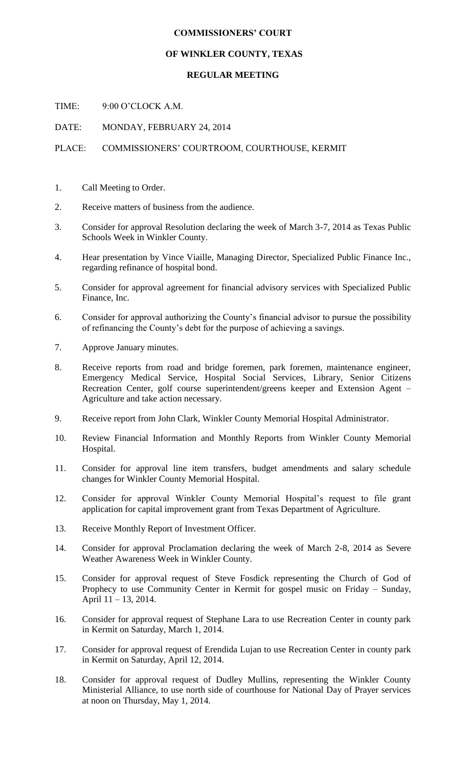# COMMISSIONERS' COURT

## OF WINKLER COUNTY, TEXAS

### REGULAR MEETING

TIME: 9:00 O'CLOCK A.M.

DATE: MONDAY, FEBRUARY 24, 2014

PLACE: COMMISSIONERS' COURTROOM, COURTHOUSE, KERMIT

1. Call Meeting to Order.
2. Receive matters of business from the audience.
3. Consider for approval Resolution declaring the week of March 3-7, 2014 as Texas Public Schools Week in Winkler County.
4. Hear presentation by Vince Viaille, Managing Director, Specialized Public Finance Inc., regarding refinance of hospital bond.
5. Consider for approval agreement for financial advisory services with Specialized Public Finance, Inc.
6. Consider for approval authorizing the County's financial advisor to pursue the possibility of refinancing the County's debt for the purpose of achieving a savings.
7. Approve January minutes.
8. Receive reports from road and bridge foremen, park foremen, maintenance engineer, Emergency Medical Service, Hospital Social Services, Library, Senior Citizens Recreation Center, golf course superintendent/greens keeper and Extension Agent – Agriculture and take action necessary.
9. Receive report from John Clark, Winkler County Memorial Hospital Administrator.
10. Review Financial Information and Monthly Reports from Winkler County Memorial Hospital.
11. Consider for approval line item transfers, budget amendments and salary schedule changes for Winkler County Memorial Hospital.
12. Consider for approval Winkler County Memorial Hospital's request to file grant application for capital improvement grant from Texas Department of Agriculture.
13. Receive Monthly Report of Investment Officer.
14. Consider for approval Proclamation declaring the week of March 2-8, 2014 as Severe Weather Awareness Week in Winkler County.
15. Consider for approval request of Steve Fosdick representing the Church of God of Prophecy to use Community Center in Kermit for gospel music on Friday – Sunday, April 11 – 13, 2014.
16. Consider for approval request of Stephane Lara to use Recreation Center in county park in Kermit on Saturday, March 1, 2014.
17. Consider for approval request of Erendida Lujan to use Recreation Center in county park in Kermit on Saturday, April 12, 2014.
18. Consider for approval request of Dudley Mullins, representing the Winkler County Ministerial Alliance, to use north side of courthouse for National Day of Prayer services at noon on Thursday, May 1, 2014.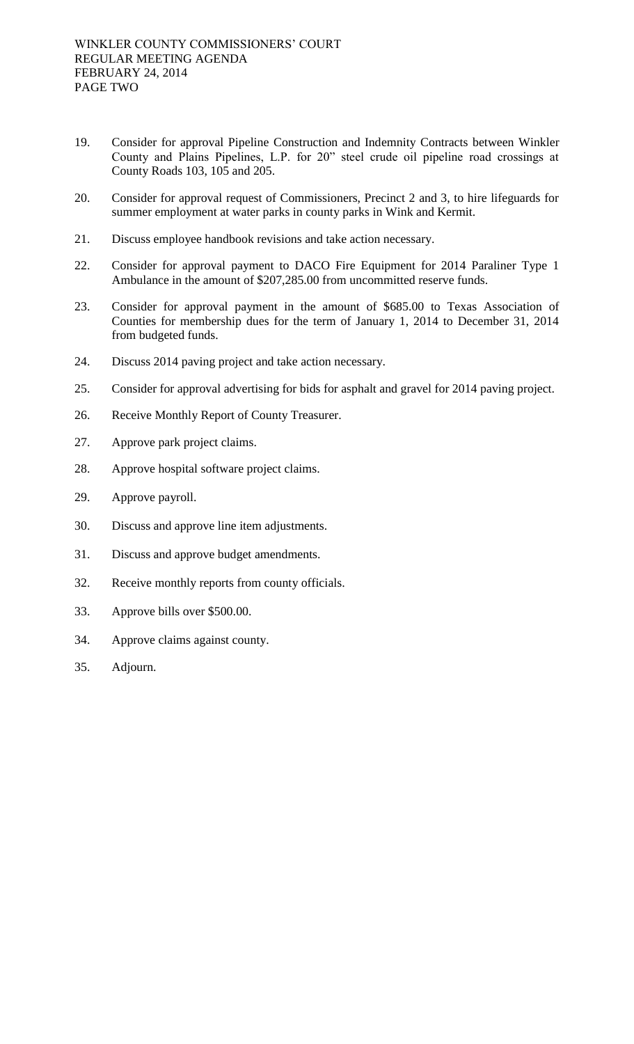19. Consider for approval Pipeline Construction and Indemnity Contracts between Winkler County and Plains Pipelines, L.P. for 20" steel crude oil pipeline road crossings at County Roads 103, 105 and 205.

20. Consider for approval request of Commissioners, Precinct 2 and 3, to hire lifeguards for summer employment at water parks in county parks in Wink and Kermit.

21. Discuss employee handbook revisions and take action necessary.

22. Consider for approval payment to DACO Fire Equipment for 2014 Paraliner Type 1 Ambulance in the amount of $207,285.00 from uncommitted reserve funds.

23. Consider for approval payment in the amount of $685.00 to Texas Association of Counties for membership dues for the term of January 1, 2014 to December 31, 2014 from budgeted funds.

24. Discuss 2014 paving project and take action necessary.

25. Consider for approval advertising for bids for asphalt and gravel for 2014 paving project.

26. Receive Monthly Report of County Treasurer.

27. Approve park project claims.

28. Approve hospital software project claims.

29. Approve payroll.

30. Discuss and approve line item adjustments.

31. Discuss and approve budget amendments.

32. Receive monthly reports from county officials.

33. Approve bills over $500.00.

34. Approve claims against county.

35. Adjourn.